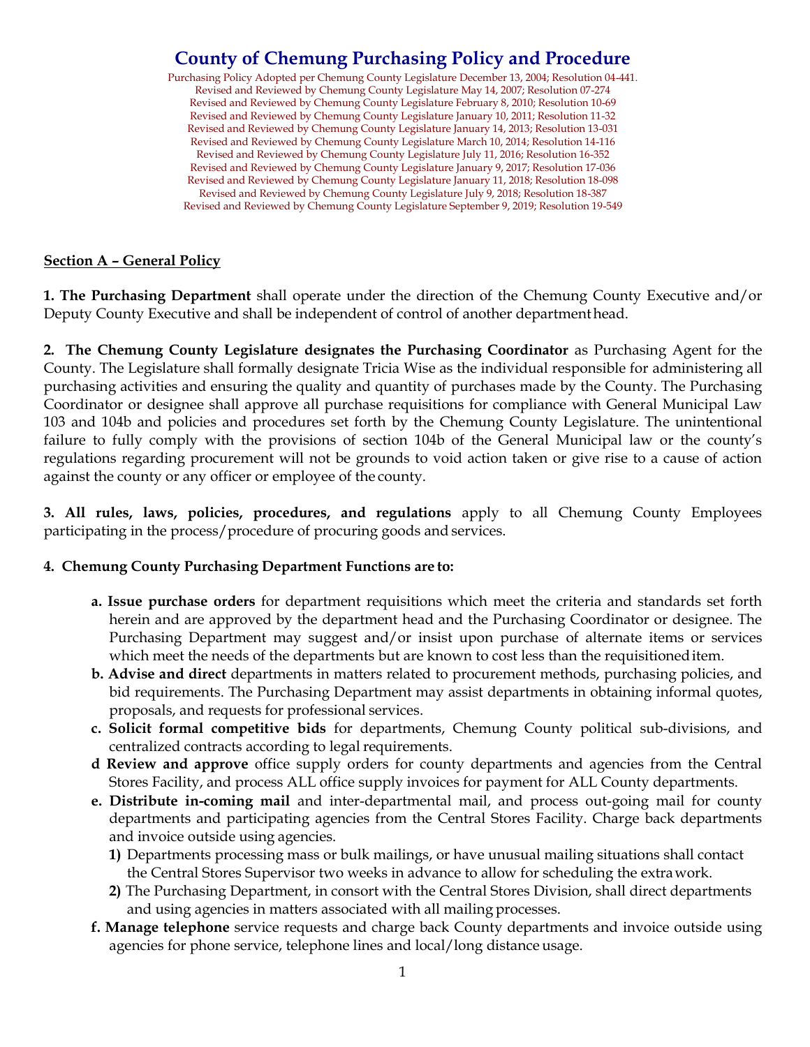# County of Chemung Purchasing Policy and Procedure

Purchasing Policy Adopted per Chemung County Legislature December 13, 2004; Resolution 04-441.
Revised and Reviewed by Chemung County Legislature May 14, 2007; Resolution 07-274
Revised and Reviewed by Chemung County Legislature February 8, 2010; Resolution 10-69
Revised and Reviewed by Chemung County Legislature January 10, 2011; Resolution 11-32
Revised and Reviewed by Chemung County Legislature January 14, 2013; Resolution 13-031
Revised and Reviewed by Chemung County Legislature March 10, 2014; Resolution 14-116
Revised and Reviewed by Chemung County Legislature July 11, 2016; Resolution 16-352
Revised and Reviewed by Chemung County Legislature January 9, 2017; Resolution 17-036
Revised and Reviewed by Chemung County Legislature January 11, 2018; Resolution 18-098
Revised and Reviewed by Chemung County Legislature July 9, 2018; Resolution 18-387
Revised and Reviewed by Chemung County Legislature September 9, 2019; Resolution 19-549

## Section A – General Policy

**1. The Purchasing Department** shall operate under the direction of the Chemung County Executive and/or Deputy County Executive and shall be independent of control of another department head.

**2. The Chemung County Legislature designates the Purchasing Coordinator** as Purchasing Agent for the County. The Legislature shall formally designate Tricia Wise as the individual responsible for administering all purchasing activities and ensuring the quality and quantity of purchases made by the County. The Purchasing Coordinator or designee shall approve all purchase requisitions for compliance with General Municipal Law 103 and 104b and policies and procedures set forth by the Chemung County Legislature. The unintentional failure to fully comply with the provisions of section 104b of the General Municipal law or the county's regulations regarding procurement will not be grounds to void action taken or give rise to a cause of action against the county or any officer or employee of the county.

**3. All rules, laws, policies, procedures, and regulations** apply to all Chemung County Employees participating in the process/procedure of procuring goods and services.

**4. Chemung County Purchasing Department Functions are to:**

- **a. Issue purchase orders** for department requisitions which meet the criteria and standards set forth herein and are approved by the department head and the Purchasing Coordinator or designee. The Purchasing Department may suggest and/or insist upon purchase of alternate items or services which meet the needs of the departments but are known to cost less than the requisitioned item.
- **b. Advise and direct** departments in matters related to procurement methods, purchasing policies, and bid requirements. The Purchasing Department may assist departments in obtaining informal quotes, proposals, and requests for professional services.
- **c. Solicit formal competitive bids** for departments, Chemung County political sub-divisions, and centralized contracts according to legal requirements.
- **d Review and approve** office supply orders for county departments and agencies from the Central Stores Facility, and process ALL office supply invoices for payment for ALL County departments.
- **e. Distribute in-coming mail** and inter-departmental mail, and process out-going mail for county departments and participating agencies from the Central Stores Facility. Charge back departments and invoice outside using agencies.
  - **1)** Departments processing mass or bulk mailings, or have unusual mailing situations shall contact the Central Stores Supervisor two weeks in advance to allow for scheduling the extra work.
  - **2)** The Purchasing Department, in consort with the Central Stores Division, shall direct departments and using agencies in matters associated with all mailing processes.
- **f. Manage telephone** service requests and charge back County departments and invoice outside using agencies for phone service, telephone lines and local/long distance usage.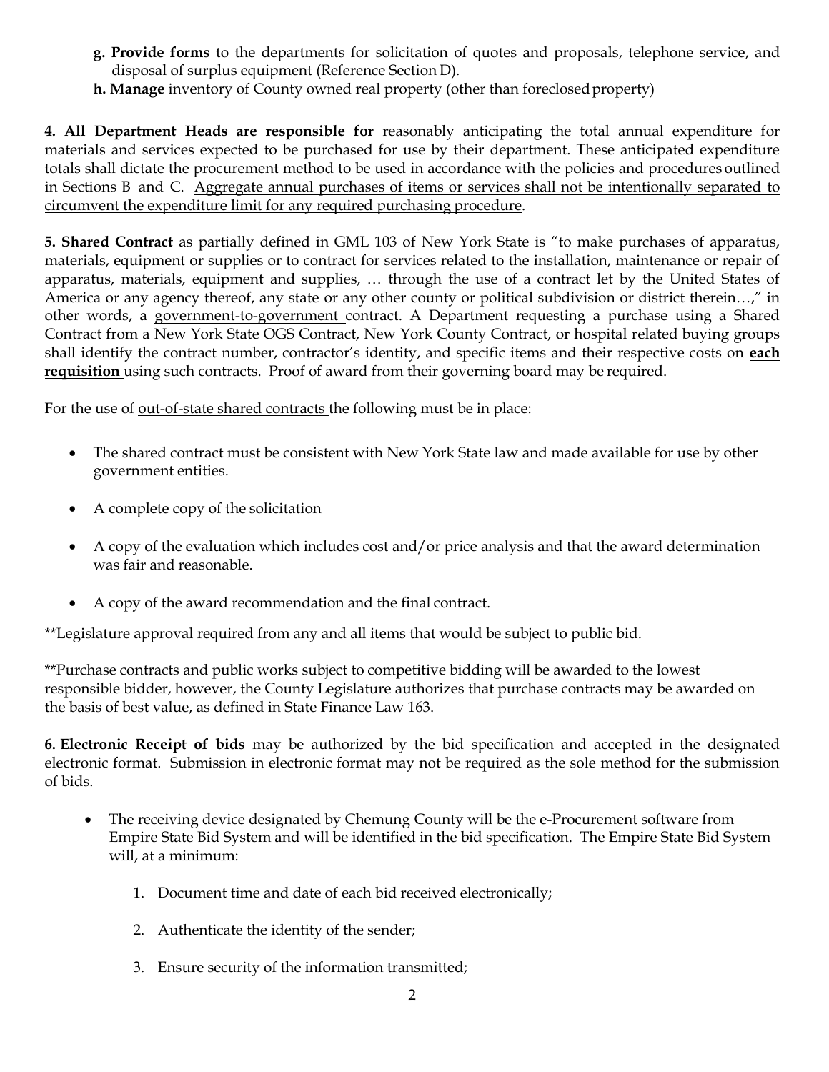g. **Provide forms** to the departments for solicitation of quotes and proposals, telephone service, and disposal of surplus equipment (Reference Section D).

h. **Manage** inventory of County owned real property (other than foreclosed property)

**4. All Department Heads are responsible for** reasonably anticipating the total annual expenditure for materials and services expected to be purchased for use by their department. These anticipated expenditure totals shall dictate the procurement method to be used in accordance with the policies and procedures outlined in Sections B and C. Aggregate annual purchases of items or services shall not be intentionally separated to circumvent the expenditure limit for any required purchasing procedure.

**5. Shared Contract** as partially defined in GML 103 of New York State is "to make purchases of apparatus, materials, equipment or supplies or to contract for services related to the installation, maintenance or repair of apparatus, materials, equipment and supplies, … through the use of a contract let by the United States of America or any agency thereof, any state or any other county or political subdivision or district therein…," in other words, a government-to-government contract. A Department requesting a purchase using a Shared Contract from a New York State OGS Contract, New York County Contract, or hospital related buying groups shall identify the contract number, contractor's identity, and specific items and their respective costs on **each requisition** using such contracts. Proof of award from their governing board may be required.

For the use of out-of-state shared contracts the following must be in place:

- The shared contract must be consistent with New York State law and made available for use by other government entities.
- A complete copy of the solicitation
- A copy of the evaluation which includes cost and/or price analysis and that the award determination was fair and reasonable.
- A copy of the award recommendation and the final contract.

**Legislature approval required from any and all items that would be subject to public bid.

**Purchase contracts and public works subject to competitive bidding will be awarded to the lowest responsible bidder, however, the County Legislature authorizes that purchase contracts may be awarded on the basis of best value, as defined in State Finance Law 163.

**6. Electronic Receipt of bids** may be authorized by the bid specification and accepted in the designated electronic format. Submission in electronic format may not be required as the sole method for the submission of bids.

- The receiving device designated by Chemung County will be the e-Procurement software from Empire State Bid System and will be identified in the bid specification. The Empire State Bid System will, at a minimum:
  1. Document time and date of each bid received electronically;
  2. Authenticate the identity of the sender;
  3. Ensure security of the information transmitted;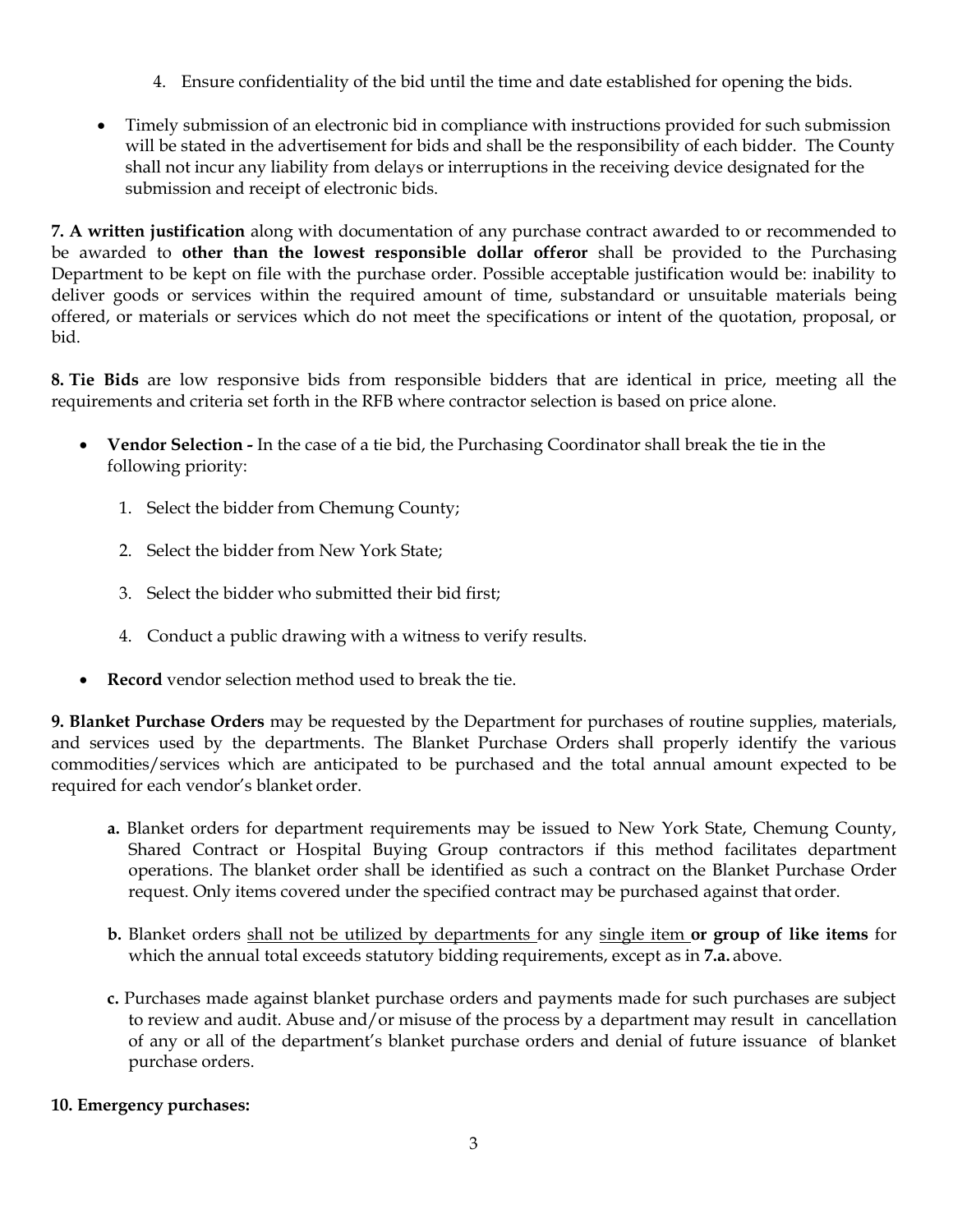4. Ensure confidentiality of the bid until the time and date established for opening the bids.

- Timely submission of an electronic bid in compliance with instructions provided for such submission will be stated in the advertisement for bids and shall be the responsibility of each bidder. The County shall not incur any liability from delays or interruptions in the receiving device designated for the submission and receipt of electronic bids.

**7. A written justification** along with documentation of any purchase contract awarded to or recommended to be awarded to **other than the lowest responsible dollar offeror** shall be provided to the Purchasing Department to be kept on file with the purchase order. Possible acceptable justification would be: inability to deliver goods or services within the required amount of time, substandard or unsuitable materials being offered, or materials or services which do not meet the specifications or intent of the quotation, proposal, or bid.

**8. Tie Bids** are low responsive bids from responsible bidders that are identical in price, meeting all the requirements and criteria set forth in the RFB where contractor selection is based on price alone.

- **Vendor Selection -** In the case of a tie bid, the Purchasing Coordinator shall break the tie in the following priority:
    1. Select the bidder from Chemung County;
    2. Select the bidder from New York State;
    3. Select the bidder who submitted their bid first;
    4. Conduct a public drawing with a witness to verify results.
- **Record** vendor selection method used to break the tie.

**9. Blanket Purchase Orders** may be requested by the Department for purchases of routine supplies, materials, and services used by the departments. The Blanket Purchase Orders shall properly identify the various commodities/services which are anticipated to be purchased and the total annual amount expected to be required for each vendor's blanket order.

**a.** Blanket orders for department requirements may be issued to New York State, Chemung County, Shared Contract or Hospital Buying Group contractors if this method facilitates department operations. The blanket order shall be identified as such a contract on the Blanket Purchase Order request. Only items covered under the specified contract may be purchased against that order.

**b.** Blanket orders <u>shall not be utilized by departments</u> for any <u>single item</u> **or group of like items** for which the annual total exceeds statutory bidding requirements, except as in **7.a.** above.

**c.** Purchases made against blanket purchase orders and payments made for such purchases are subject to review and audit. Abuse and/or misuse of the process by a department may result in cancellation of any or all of the department's blanket purchase orders and denial of future issuance of blanket purchase orders.

**10. Emergency purchases:**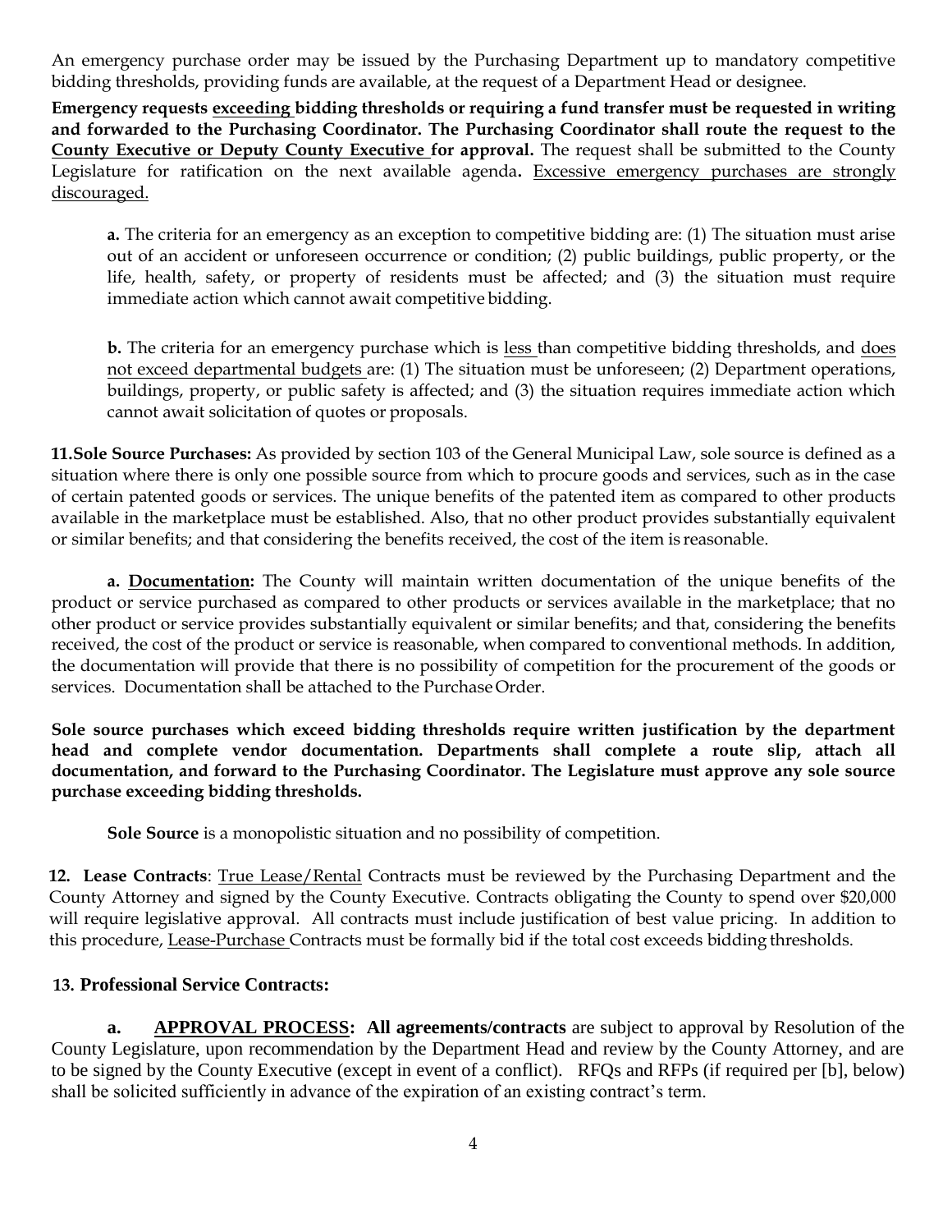An emergency purchase order may be issued by the Purchasing Department up to mandatory competitive bidding thresholds, providing funds are available, at the request of a Department Head or designee.

**Emergency requests <u>exceeding</u> bidding thresholds or requiring a fund transfer must be requested in writing and forwarded to the Purchasing Coordinator. The Purchasing Coordinator shall route the request to the <u>County Executive or Deputy County Executive</u> for approval.** The request shall be submitted to the County Legislature for ratification on the next available agenda**.** <u>Excessive emergency purchases are strongly discouraged.</u>

**a.** The criteria for an emergency as an exception to competitive bidding are: (1) The situation must arise out of an accident or unforeseen occurrence or condition; (2) public buildings, public property, or the life, health, safety, or property of residents must be affected; and (3) the situation must require immediate action which cannot await competitive bidding.

**b.** The criteria for an emergency purchase which is <u>less</u> than competitive bidding thresholds, and <u>does not exceed departmental budgets</u> are: (1) The situation must be unforeseen; (2) Department operations, buildings, property, or public safety is affected; and (3) the situation requires immediate action which cannot await solicitation of quotes or proposals.

**11. Sole Source Purchases:** As provided by section 103 of the General Municipal Law, sole source is defined as a situation where there is only one possible source from which to procure goods and services, such as in the case of certain patented goods or services. The unique benefits of the patented item as compared to other products available in the marketplace must be established. Also, that no other product provides substantially equivalent or similar benefits; and that considering the benefits received, the cost of the item is reasonable.

**a. <u>Documentation</u>:** The County will maintain written documentation of the unique benefits of the product or service purchased as compared to other products or services available in the marketplace; that no other product or service provides substantially equivalent or similar benefits; and that, considering the benefits received, the cost of the product or service is reasonable, when compared to conventional methods. In addition, the documentation will provide that there is no possibility of competition for the procurement of the goods or services. Documentation shall be attached to the Purchase Order.

**Sole source purchases which exceed bidding thresholds require written justification by the department head and complete vendor documentation. Departments shall complete a route slip, attach all documentation, and forward to the Purchasing Coordinator. The Legislature must approve any sole source purchase exceeding bidding thresholds.**

**Sole Source** is a monopolistic situation and no possibility of competition.

**12. Lease Contracts**: <u>True Lease/Rental</u> Contracts must be reviewed by the Purchasing Department and the County Attorney and signed by the County Executive. Contracts obligating the County to spend over $20,000 will require legislative approval. All contracts must include justification of best value pricing. In addition to this procedure, <u>Lease-Purchase</u> Contracts must be formally bid if the total cost exceeds bidding thresholds.

**13. Professional Service Contracts:**

**a. <u>APPROVAL PROCESS</u>: All agreements/contracts** are subject to approval by Resolution of the County Legislature, upon recommendation by the Department Head and review by the County Attorney, and are to be signed by the County Executive (except in event of a conflict). RFQs and RFPs (if required per [b], below) shall be solicited sufficiently in advance of the expiration of an existing contract's term.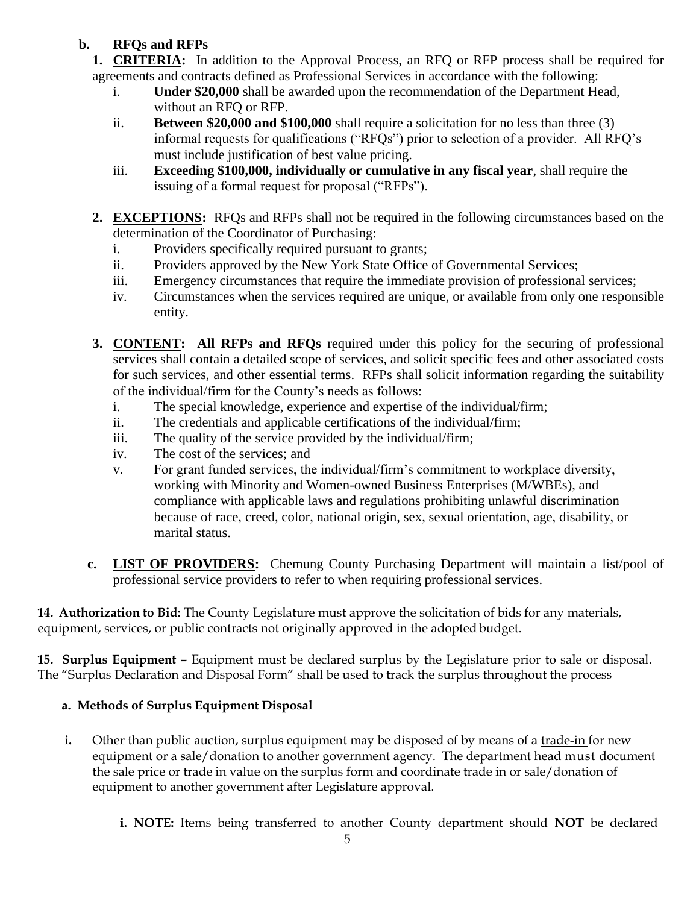**b. RFQs and RFPs**

**1. CRITERIA:** In addition to the Approval Process, an RFQ or RFP process shall be required for agreements and contracts defined as Professional Services in accordance with the following:

i. **Under $20,000** shall be awarded upon the recommendation of the Department Head, without an RFQ or RFP.

ii. **Between $20,000 and $100,000** shall require a solicitation for no less than three (3) informal requests for qualifications ("RFQs") prior to selection of a provider. All RFQ's must include justification of best value pricing.

iii. **Exceeding $100,000, individually or cumulative in any fiscal year**, shall require the issuing of a formal request for proposal ("RFPs").

**2. EXCEPTIONS:** RFQs and RFPs shall not be required in the following circumstances based on the determination of the Coordinator of Purchasing:

i. Providers specifically required pursuant to grants;

ii. Providers approved by the New York State Office of Governmental Services;

iii. Emergency circumstances that require the immediate provision of professional services;

iv. Circumstances when the services required are unique, or available from only one responsible entity.

**3. CONTENT: All RFPs and RFQs** required under this policy for the securing of professional services shall contain a detailed scope of services, and solicit specific fees and other associated costs for such services, and other essential terms. RFPs shall solicit information regarding the suitability of the individual/firm for the County's needs as follows:

i. The special knowledge, experience and expertise of the individual/firm;

ii. The credentials and applicable certifications of the individual/firm;

iii. The quality of the service provided by the individual/firm;

iv. The cost of the services; and

v. For grant funded services, the individual/firm's commitment to workplace diversity, working with Minority and Women-owned Business Enterprises (M/WBEs), and compliance with applicable laws and regulations prohibiting unlawful discrimination because of race, creed, color, national origin, sex, sexual orientation, age, disability, or marital status.

**c. LIST OF PROVIDERS:** Chemung County Purchasing Department will maintain a list/pool of professional service providers to refer to when requiring professional services.

**14. Authorization to Bid:** The County Legislature must approve the solicitation of bids for any materials, equipment, services, or public contracts not originally approved in the adopted budget.

**15. Surplus Equipment –** Equipment must be declared surplus by the Legislature prior to sale or disposal. The "Surplus Declaration and Disposal Form" shall be used to track the surplus throughout the process

**a. Methods of Surplus Equipment Disposal**

**i.** Other than public auction, surplus equipment may be disposed of by means of a trade-in for new equipment or a sale/donation to another government agency. The department head must document the sale price or trade in value on the surplus form and coordinate trade in or sale/donation of equipment to another government after Legislature approval.

**i. NOTE:** Items being transferred to another County department should **NOT** be declared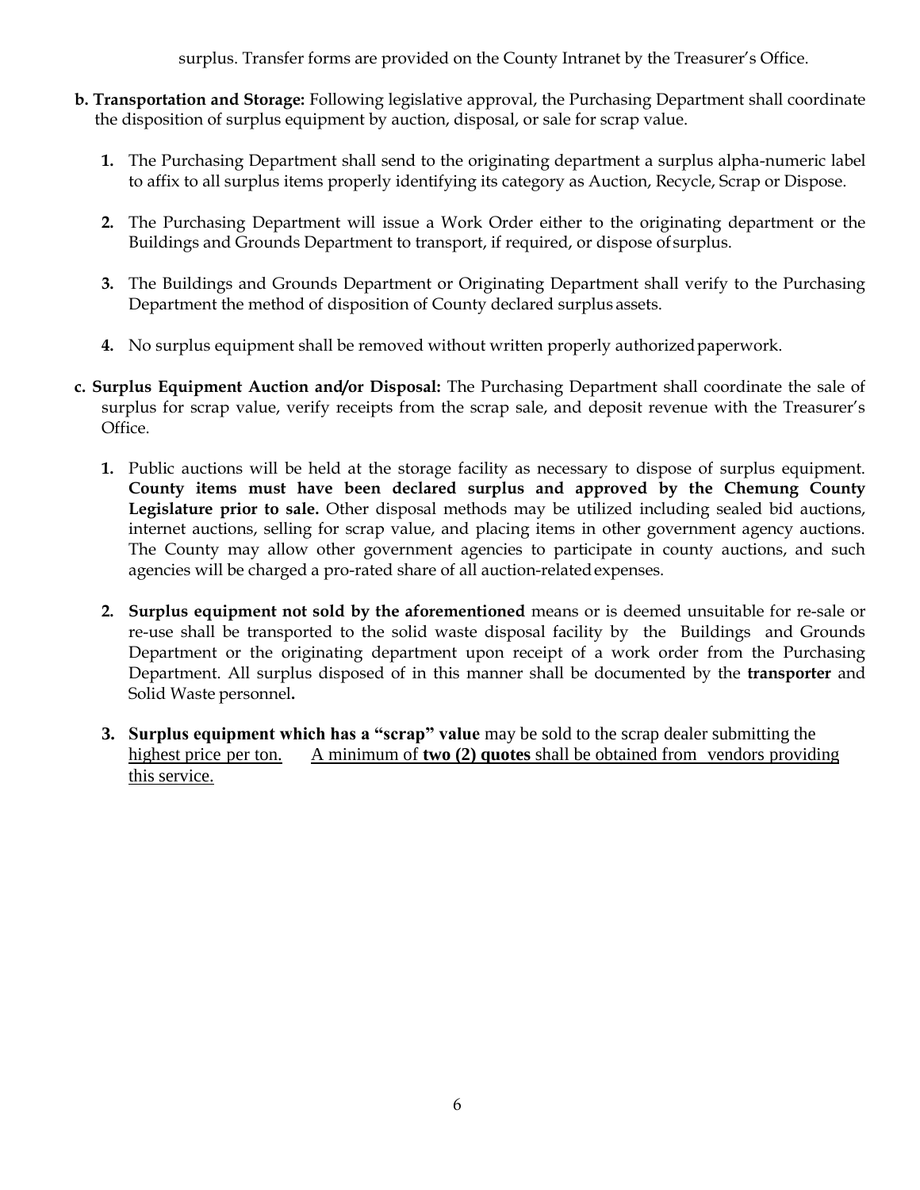surplus. Transfer forms are provided on the County Intranet by the Treasurer's Office.

**b. Transportation and Storage:** Following legislative approval, the Purchasing Department shall coordinate the disposition of surplus equipment by auction, disposal, or sale for scrap value.

1. The Purchasing Department shall send to the originating department a surplus alpha-numeric label to affix to all surplus items properly identifying its category as Auction, Recycle, Scrap or Dispose.

2. The Purchasing Department will issue a Work Order either to the originating department or the Buildings and Grounds Department to transport, if required, or dispose of surplus.

3. The Buildings and Grounds Department or Originating Department shall verify to the Purchasing Department the method of disposition of County declared surplus assets.

4. No surplus equipment shall be removed without written properly authorized paperwork.

**c. Surplus Equipment Auction and/or Disposal:** The Purchasing Department shall coordinate the sale of surplus for scrap value, verify receipts from the scrap sale, and deposit revenue with the Treasurer's Office.

1. Public auctions will be held at the storage facility as necessary to dispose of surplus equipment. **County items must have been declared surplus and approved by the Chemung County Legislature prior to sale.** Other disposal methods may be utilized including sealed bid auctions, internet auctions, selling for scrap value, and placing items in other government agency auctions. The County may allow other government agencies to participate in county auctions, and such agencies will be charged a pro-rated share of all auction-related expenses.

2. **Surplus equipment not sold by the aforementioned** means or is deemed unsuitable for re-sale or re-use shall be transported to the solid waste disposal facility by the Buildings and Grounds Department or the originating department upon receipt of a work order from the Purchasing Department. All surplus disposed of in this manner shall be documented by the **transporter** and Solid Waste personnel**.**

3. **Surplus equipment which has a "scrap" value** may be sold to the scrap dealer submitting the <u>highest price per ton.</u> <u>A minimum of **two (2) quotes** shall be obtained from vendors providing this service.</u>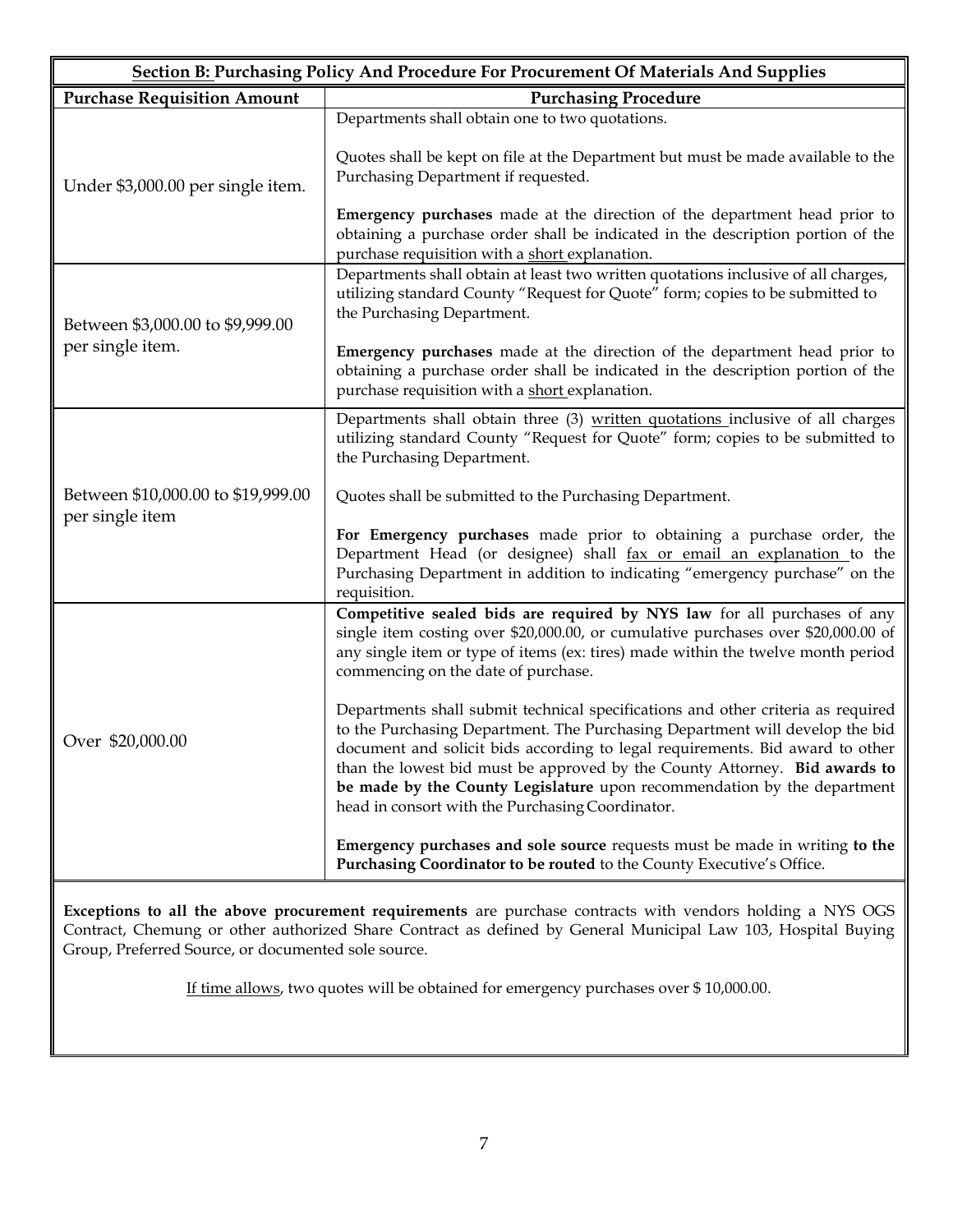| **Section B: Purchasing Policy And Procedure For Procurement Of Materials And Supplies** | |
|---|---|
| **Purchase Requisition Amount** | **Purchasing Procedure** |
| Under $3,000.00 per single item. | Departments shall obtain one to two quotations.<br><br>Quotes shall be kept on file at the Department but must be made available to the Purchasing Department if requested.<br><br>**Emergency purchases** made at the direction of the department head prior to obtaining a purchase order shall be indicated in the description portion of the purchase requisition with a short explanation. |
| Between $3,000.00 to $9,999.00 per single item. | Departments shall obtain at least two written quotations inclusive of all charges, utilizing standard County "Request for Quote" form; copies to be submitted to the Purchasing Department.<br><br>**Emergency purchases** made at the direction of the department head prior to obtaining a purchase order shall be indicated in the description portion of the purchase requisition with a short explanation. |
| Between $10,000.00 to $19,999.00 per single item | Departments shall obtain three (3) written quotations inclusive of all charges utilizing standard County "Request for Quote" form; copies to be submitted to the Purchasing Department.<br><br>Quotes shall be submitted to the Purchasing Department.<br><br>**For Emergency purchases** made prior to obtaining a purchase order, the Department Head (or designee) shall fax or email an explanation to the Purchasing Department in addition to indicating "emergency purchase" on the requisition. |
| Over $20,000.00 | **Competitive sealed bids are required by NYS law** for all purchases of any single item costing over $20,000.00, or cumulative purchases over $20,000.00 of any single item or type of items (ex: tires) made within the twelve month period commencing on the date of purchase.<br><br>Departments shall submit technical specifications and other criteria as required to the Purchasing Department. The Purchasing Department will develop the bid document and solicit bids according to legal requirements. Bid award to other than the lowest bid must be approved by the County Attorney. **Bid awards to be made by the County Legislature** upon recommendation by the department head in consort with the Purchasing Coordinator.<br><br>**Emergency purchases and sole source** requests must be made in writing **to the Purchasing Coordinator to be routed** to the County Executive's Office. |

**Exceptions to all the above procurement requirements** are purchase contracts with vendors holding a NYS OGS Contract, Chemung or other authorized Share Contract as defined by General Municipal Law 103, Hospital Buying Group, Preferred Source, or documented sole source.

If time allows, two quotes will be obtained for emergency purchases over $ 10,000.00.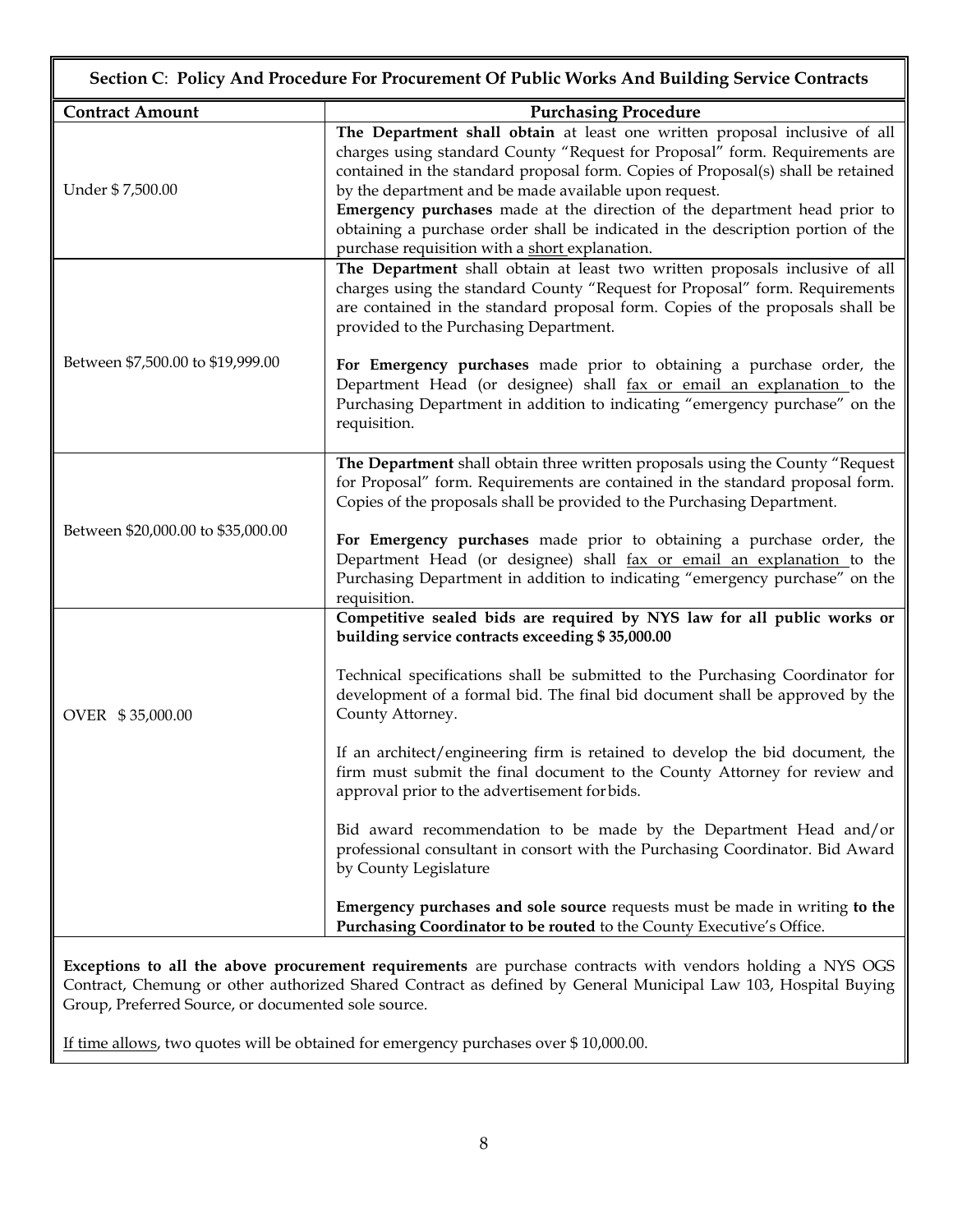| Section C: Policy And Procedure For Procurement Of Public Works And Building Service Contracts | |
|---|---|
| **Contract Amount** | **Purchasing Procedure** |
| Under $ 7,500.00 | **The Department shall obtain** at least one written proposal inclusive of all charges using standard County "Request for Proposal" form. Requirements are contained in the standard proposal form. Copies of Proposal(s) shall be retained by the department and be made available upon request.<br>**Emergency purchases** made at the direction of the department head prior to obtaining a purchase order shall be indicated in the description portion of the purchase requisition with a short explanation. |
| Between $7,500.00 to $19,999.00 | **The Department** shall obtain at least two written proposals inclusive of all charges using the standard County "Request for Proposal" form. Requirements are contained in the standard proposal form. Copies of the proposals shall be provided to the Purchasing Department.<br><br>**For Emergency purchases** made prior to obtaining a purchase order, the Department Head (or designee) shall fax or email an explanation to the Purchasing Department in addition to indicating "emergency purchase" on the requisition. |
| Between $20,000.00 to $35,000.00 | **The Department** shall obtain three written proposals using the County "Request for Proposal" form. Requirements are contained in the standard proposal form. Copies of the proposals shall be provided to the Purchasing Department.<br><br>**For Emergency purchases** made prior to obtaining a purchase order, the Department Head (or designee) shall fax or email an explanation to the Purchasing Department in addition to indicating "emergency purchase" on the requisition. |
| OVER $ 35,000.00 | **Competitive sealed bids are required by NYS law for all public works or building service contracts exceeding $ 35,000.00**<br><br>Technical specifications shall be submitted to the Purchasing Coordinator for development of a formal bid. The final bid document shall be approved by the County Attorney.<br><br>If an architect/engineering firm is retained to develop the bid document, the firm must submit the final document to the County Attorney for review and approval prior to the advertisement for bids.<br><br>Bid award recommendation to be made by the Department Head and/or professional consultant in consort with the Purchasing Coordinator. Bid Award by County Legislature<br><br>**Emergency purchases and sole source** requests must be made in writing **to the Purchasing Coordinator to be routed** to the County Executive's Office. |

**Exceptions to all the above procurement requirements** are purchase contracts with vendors holding a NYS OGS Contract, Chemung or other authorized Shared Contract as defined by General Municipal Law 103, Hospital Buying Group, Preferred Source, or documented sole source.

If time allows, two quotes will be obtained for emergency purchases over $ 10,000.00.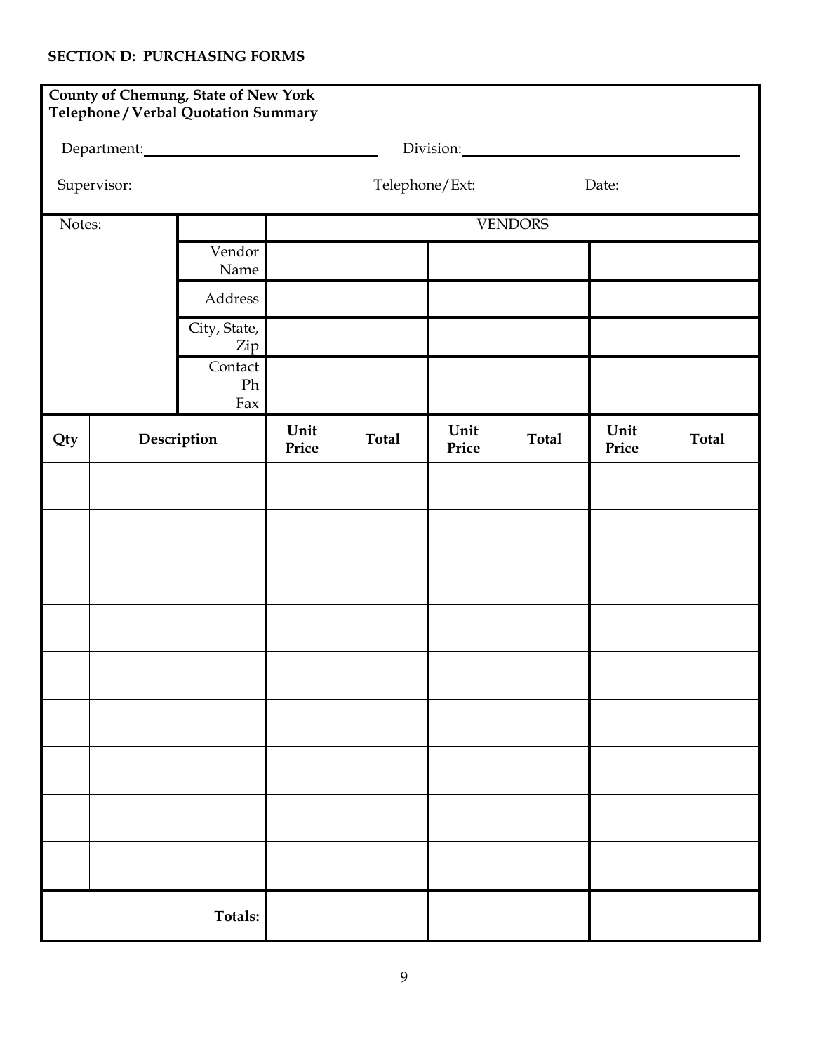**SECTION D: PURCHASING FORMS**

**County of Chemung, State of New York**
**Telephone / Verbal Quotation Summary**

Department:______________________________ Division:______________________________

Supervisor:______________________________ Telephone/Ext:______________ Date:______________

| Notes: | | | VENDORS | | | | | |
|---|---|---|---|---|---|---|---|---|
| | | Vendor Name | | | | | | |
| | | Address | | | | | | |
| | | City, State, Zip | | | | | | |
| | | Contact Ph Fax | | | | | | |
| **Qty** | **Description** | | **Unit Price** | **Total** | **Unit Price** | **Total** | **Unit Price** | **Total** |
| | | | | | | | | |
| | | | | | | | | |
| | | | | | | | | |
| | | | | | | | | |
| | | | | | | | | |
| | | | | | | | | |
| | | | | | | | | |
| | | | | | | | | |
| | | | | | | | | |
| | | **Totals:** | | | | | | |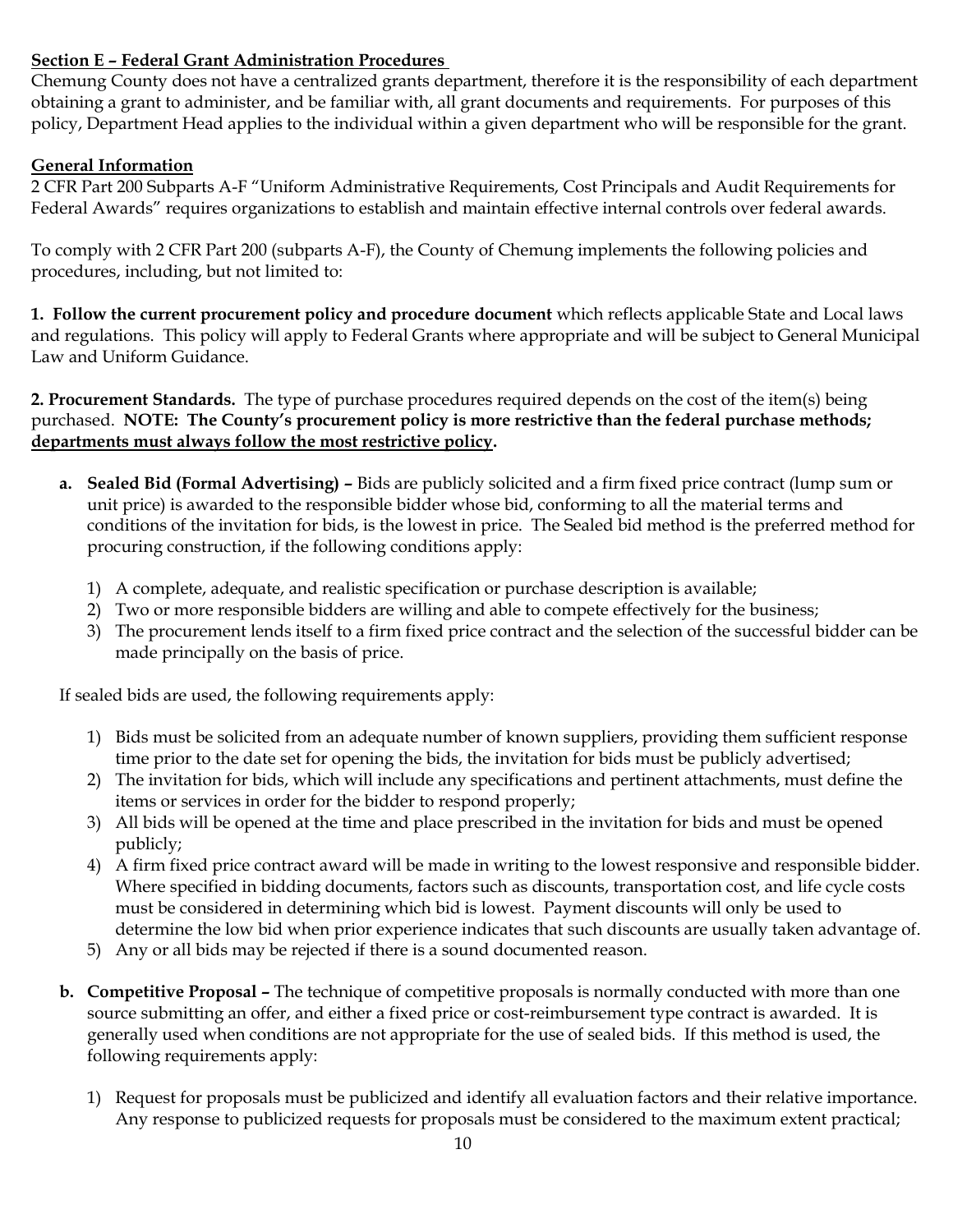**Section E – Federal Grant Administration Procedures**

Chemung County does not have a centralized grants department, therefore it is the responsibility of each department obtaining a grant to administer, and be familiar with, all grant documents and requirements. For purposes of this policy, Department Head applies to the individual within a given department who will be responsible for the grant.

**General Information**

2 CFR Part 200 Subparts A-F "Uniform Administrative Requirements, Cost Principals and Audit Requirements for Federal Awards" requires organizations to establish and maintain effective internal controls over federal awards.

To comply with 2 CFR Part 200 (subparts A-F), the County of Chemung implements the following policies and procedures, including, but not limited to:

**1. Follow the current procurement policy and procedure document** which reflects applicable State and Local laws and regulations. This policy will apply to Federal Grants where appropriate and will be subject to General Municipal Law and Uniform Guidance.

**2. Procurement Standards.** The type of purchase procedures required depends on the cost of the item(s) being purchased. **NOTE: The County's procurement policy is more restrictive than the federal purchase methods; departments must always follow the most restrictive policy.**

- **a. Sealed Bid (Formal Advertising) –** Bids are publicly solicited and a firm fixed price contract (lump sum or unit price) is awarded to the responsible bidder whose bid, conforming to all the material terms and conditions of the invitation for bids, is the lowest in price. The Sealed bid method is the preferred method for procuring construction, if the following conditions apply:

  1) A complete, adequate, and realistic specification or purchase description is available;
  2) Two or more responsible bidders are willing and able to compete effectively for the business;
  3) The procurement lends itself to a firm fixed price contract and the selection of the successful bidder can be made principally on the basis of price.

  If sealed bids are used, the following requirements apply:

  1) Bids must be solicited from an adequate number of known suppliers, providing them sufficient response time prior to the date set for opening the bids, the invitation for bids must be publicly advertised;
  2) The invitation for bids, which will include any specifications and pertinent attachments, must define the items or services in order for the bidder to respond properly;
  3) All bids will be opened at the time and place prescribed in the invitation for bids and must be opened publicly;
  4) A firm fixed price contract award will be made in writing to the lowest responsive and responsible bidder. Where specified in bidding documents, factors such as discounts, transportation cost, and life cycle costs must be considered in determining which bid is lowest. Payment discounts will only be used to determine the low bid when prior experience indicates that such discounts are usually taken advantage of.
  5) Any or all bids may be rejected if there is a sound documented reason.

- **b. Competitive Proposal –** The technique of competitive proposals is normally conducted with more than one source submitting an offer, and either a fixed price or cost-reimbursement type contract is awarded. It is generally used when conditions are not appropriate for the use of sealed bids. If this method is used, the following requirements apply:

  1) Request for proposals must be publicized and identify all evaluation factors and their relative importance. Any response to publicized requests for proposals must be considered to the maximum extent practical;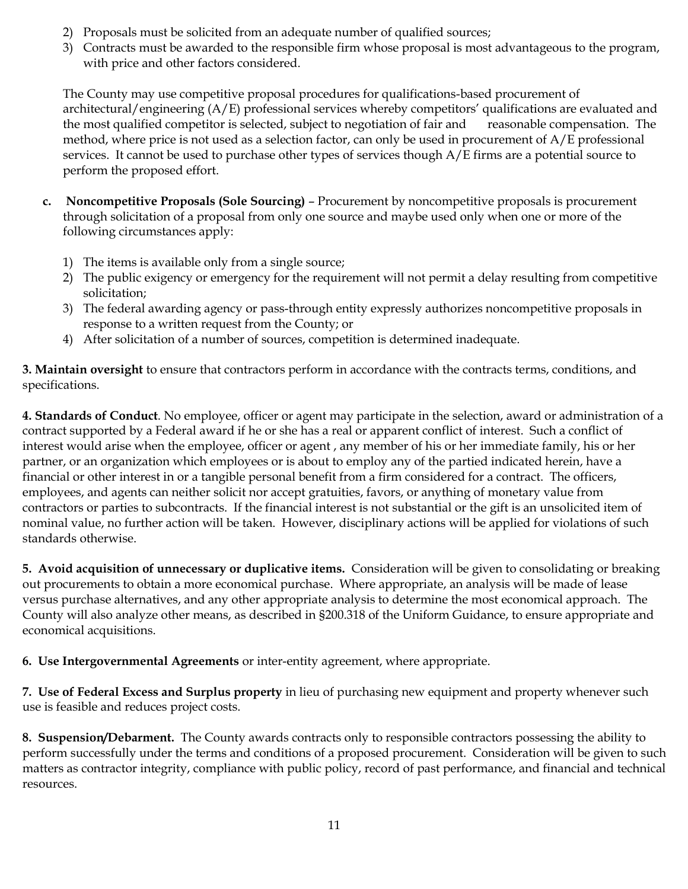2) Proposals must be solicited from an adequate number of qualified sources;
3) Contracts must be awarded to the responsible firm whose proposal is most advantageous to the program, with price and other factors considered.

The County may use competitive proposal procedures for qualifications-based procurement of architectural/engineering (A/E) professional services whereby competitors' qualifications are evaluated and the most qualified competitor is selected, subject to negotiation of fair and reasonable compensation. The method, where price is not used as a selection factor, can only be used in procurement of A/E professional services. It cannot be used to purchase other types of services though A/E firms are a potential source to perform the proposed effort.

**c. Noncompetitive Proposals (Sole Sourcing)** – Procurement by noncompetitive proposals is procurement through solicitation of a proposal from only one source and maybe used only when one or more of the following circumstances apply:

1) The items is available only from a single source;
2) The public exigency or emergency for the requirement will not permit a delay resulting from competitive solicitation;
3) The federal awarding agency or pass-through entity expressly authorizes noncompetitive proposals in response to a written request from the County; or
4) After solicitation of a number of sources, competition is determined inadequate.

**3. Maintain oversight** to ensure that contractors perform in accordance with the contracts terms, conditions, and specifications.

**4. Standards of Conduct**. No employee, officer or agent may participate in the selection, award or administration of a contract supported by a Federal award if he or she has a real or apparent conflict of interest. Such a conflict of interest would arise when the employee, officer or agent , any member of his or her immediate family, his or her partner, or an organization which employees or is about to employ any of the partied indicated herein, have a financial or other interest in or a tangible personal benefit from a firm considered for a contract. The officers, employees, and agents can neither solicit nor accept gratuities, favors, or anything of monetary value from contractors or parties to subcontracts. If the financial interest is not substantial or the gift is an unsolicited item of nominal value, no further action will be taken. However, disciplinary actions will be applied for violations of such standards otherwise.

**5. Avoid acquisition of unnecessary or duplicative items.** Consideration will be given to consolidating or breaking out procurements to obtain a more economical purchase. Where appropriate, an analysis will be made of lease versus purchase alternatives, and any other appropriate analysis to determine the most economical approach. The County will also analyze other means, as described in §200.318 of the Uniform Guidance, to ensure appropriate and economical acquisitions.

**6. Use Intergovernmental Agreements** or inter-entity agreement, where appropriate.

**7. Use of Federal Excess and Surplus property** in lieu of purchasing new equipment and property whenever such use is feasible and reduces project costs.

**8. Suspension/Debarment.** The County awards contracts only to responsible contractors possessing the ability to perform successfully under the terms and conditions of a proposed procurement. Consideration will be given to such matters as contractor integrity, compliance with public policy, record of past performance, and financial and technical resources.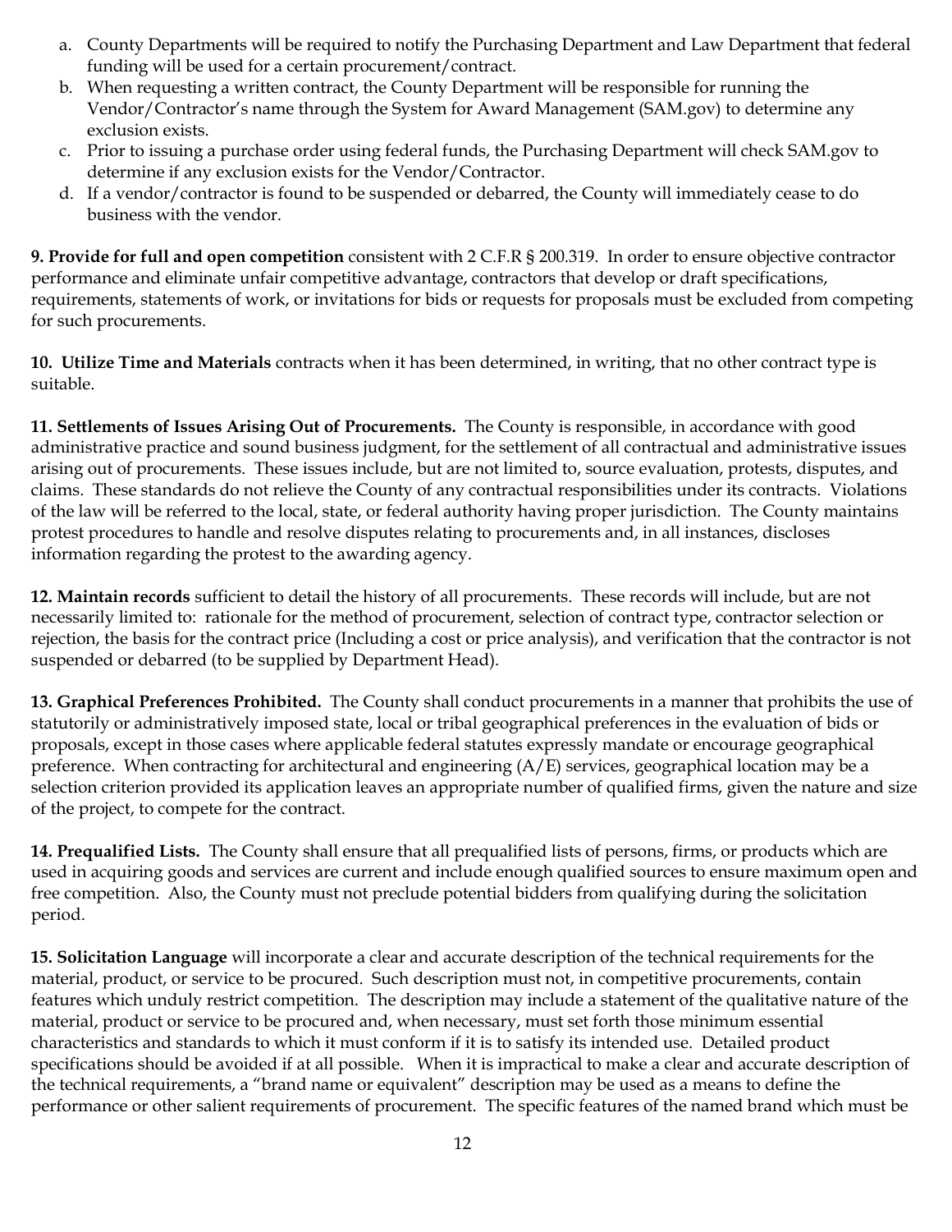a. County Departments will be required to notify the Purchasing Department and Law Department that federal funding will be used for a certain procurement/contract.
b. When requesting a written contract, the County Department will be responsible for running the Vendor/Contractor's name through the System for Award Management (SAM.gov) to determine any exclusion exists.
c. Prior to issuing a purchase order using federal funds, the Purchasing Department will check SAM.gov to determine if any exclusion exists for the Vendor/Contractor.
d. If a vendor/contractor is found to be suspended or debarred, the County will immediately cease to do business with the vendor.

**9. Provide for full and open competition** consistent with 2 C.F.R § 200.319. In order to ensure objective contractor performance and eliminate unfair competitive advantage, contractors that develop or draft specifications, requirements, statements of work, or invitations for bids or requests for proposals must be excluded from competing for such procurements.

**10. Utilize Time and Materials** contracts when it has been determined, in writing, that no other contract type is suitable.

**11. Settlements of Issues Arising Out of Procurements.** The County is responsible, in accordance with good administrative practice and sound business judgment, for the settlement of all contractual and administrative issues arising out of procurements. These issues include, but are not limited to, source evaluation, protests, disputes, and claims. These standards do not relieve the County of any contractual responsibilities under its contracts. Violations of the law will be referred to the local, state, or federal authority having proper jurisdiction. The County maintains protest procedures to handle and resolve disputes relating to procurements and, in all instances, discloses information regarding the protest to the awarding agency.

**12. Maintain records** sufficient to detail the history of all procurements. These records will include, but are not necessarily limited to: rationale for the method of procurement, selection of contract type, contractor selection or rejection, the basis for the contract price (Including a cost or price analysis), and verification that the contractor is not suspended or debarred (to be supplied by Department Head).

**13. Graphical Preferences Prohibited.** The County shall conduct procurements in a manner that prohibits the use of statutorily or administratively imposed state, local or tribal geographical preferences in the evaluation of bids or proposals, except in those cases where applicable federal statutes expressly mandate or encourage geographical preference. When contracting for architectural and engineering (A/E) services, geographical location may be a selection criterion provided its application leaves an appropriate number of qualified firms, given the nature and size of the project, to compete for the contract.

**14. Prequalified Lists.** The County shall ensure that all prequalified lists of persons, firms, or products which are used in acquiring goods and services are current and include enough qualified sources to ensure maximum open and free competition. Also, the County must not preclude potential bidders from qualifying during the solicitation period.

**15. Solicitation Language** will incorporate a clear and accurate description of the technical requirements for the material, product, or service to be procured. Such description must not, in competitive procurements, contain features which unduly restrict competition. The description may include a statement of the qualitative nature of the material, product or service to be procured and, when necessary, must set forth those minimum essential characteristics and standards to which it must conform if it is to satisfy its intended use. Detailed product specifications should be avoided if at all possible. When it is impractical to make a clear and accurate description of the technical requirements, a "brand name or equivalent" description may be used as a means to define the performance or other salient requirements of procurement. The specific features of the named brand which must be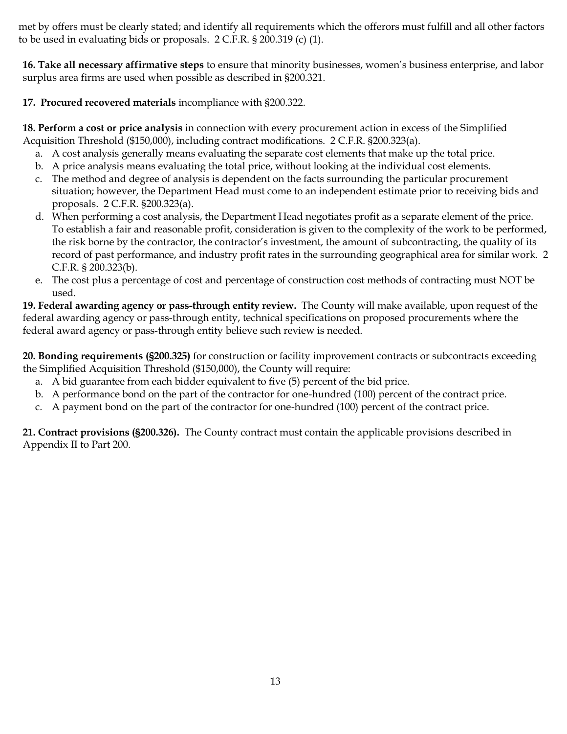met by offers must be clearly stated; and identify all requirements which the offerors must fulfill and all other factors to be used in evaluating bids or proposals. 2 C.F.R. § 200.319 (c) (1).

**16. Take all necessary affirmative steps** to ensure that minority businesses, women's business enterprise, and labor surplus area firms are used when possible as described in §200.321.

**17. Procured recovered materials** incompliance with §200.322.

**18. Perform a cost or price analysis** in connection with every procurement action in excess of the Simplified Acquisition Threshold ($150,000), including contract modifications. 2 C.F.R. §200.323(a).

a. A cost analysis generally means evaluating the separate cost elements that make up the total price.
b. A price analysis means evaluating the total price, without looking at the individual cost elements.
c. The method and degree of analysis is dependent on the facts surrounding the particular procurement situation; however, the Department Head must come to an independent estimate prior to receiving bids and proposals. 2 C.F.R. §200.323(a).
d. When performing a cost analysis, the Department Head negotiates profit as a separate element of the price. To establish a fair and reasonable profit, consideration is given to the complexity of the work to be performed, the risk borne by the contractor, the contractor's investment, the amount of subcontracting, the quality of its record of past performance, and industry profit rates in the surrounding geographical area for similar work. 2 C.F.R. § 200.323(b).
e. The cost plus a percentage of cost and percentage of construction cost methods of contracting must NOT be used.

**19. Federal awarding agency or pass-through entity review.** The County will make available, upon request of the federal awarding agency or pass-through entity, technical specifications on proposed procurements where the federal award agency or pass-through entity believe such review is needed.

**20. Bonding requirements (§200.325)** for construction or facility improvement contracts or subcontracts exceeding the Simplified Acquisition Threshold ($150,000), the County will require:

a. A bid guarantee from each bidder equivalent to five (5) percent of the bid price.
b. A performance bond on the part of the contractor for one-hundred (100) percent of the contract price.
c. A payment bond on the part of the contractor for one-hundred (100) percent of the contract price.

**21. Contract provisions (§200.326).** The County contract must contain the applicable provisions described in Appendix II to Part 200.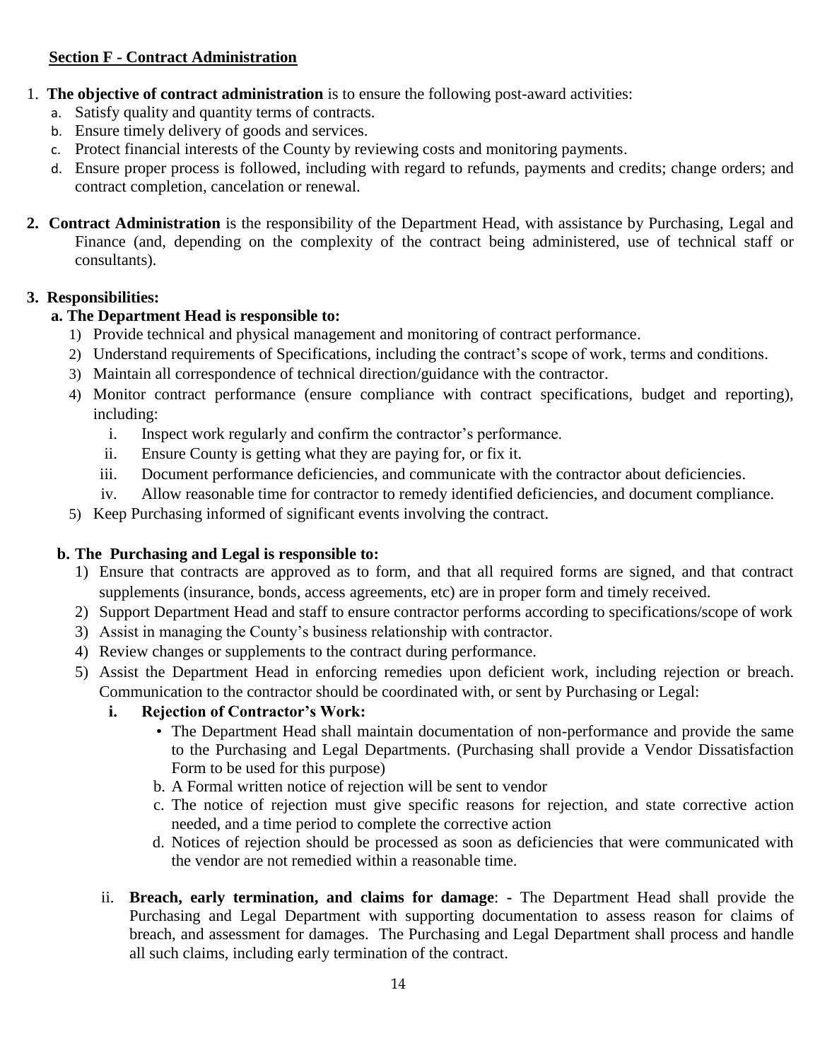**Section F - Contract Administration**

1. **The objective of contract administration** is to ensure the following post-award activities:
   a. Satisfy quality and quantity terms of contracts.
   b. Ensure timely delivery of goods and services.
   c. Protect financial interests of the County by reviewing costs and monitoring payments.
   d. Ensure proper process is followed, including with regard to refunds, payments and credits; change orders; and contract completion, cancelation or renewal.

2. **Contract Administration** is the responsibility of the Department Head, with assistance by Purchasing, Legal and Finance (and, depending on the complexity of the contract being administered, use of technical staff or consultants).

3. **Responsibilities:**

   **a. The Department Head is responsible to:**

   1) Provide technical and physical management and monitoring of contract performance.
   2) Understand requirements of Specifications, including the contract's scope of work, terms and conditions.
   3) Maintain all correspondence of technical direction/guidance with the contractor.
   4) Monitor contract performance (ensure compliance with contract specifications, budget and reporting), including:
      i. Inspect work regularly and confirm the contractor's performance.
      ii. Ensure County is getting what they are paying for, or fix it.
      iii. Document performance deficiencies, and communicate with the contractor about deficiencies.
      iv. Allow reasonable time for contractor to remedy identified deficiencies, and document compliance.
   5) Keep Purchasing informed of significant events involving the contract.

   **b. The Purchasing and Legal is responsible to:**

   1) Ensure that contracts are approved as to form, and that all required forms are signed, and that contract supplements (insurance, bonds, access agreements, etc) are in proper form and timely received.
   2) Support Department Head and staff to ensure contractor performs according to specifications/scope of work
   3) Assist in managing the County's business relationship with contractor.
   4) Review changes or supplements to the contract during performance.
   5) Assist the Department Head in enforcing remedies upon deficient work, including rejection or breach. Communication to the contractor should be coordinated with, or sent by Purchasing or Legal:

      **i. Rejection of Contractor's Work:**

      - The Department Head shall maintain documentation of non-performance and provide the same to the Purchasing and Legal Departments. (Purchasing shall provide a Vendor Dissatisfaction Form to be used for this purpose)

      b. A Formal written notice of rejection will be sent to vendor

      c. The notice of rejection must give specific reasons for rejection, and state corrective action needed, and a time period to complete the corrective action

      d. Notices of rejection should be processed as soon as deficiencies that were communicated with the vendor are not remedied within a reasonable time.

      ii. **Breach, early termination, and claims for damage**: **-** The Department Head shall provide the Purchasing and Legal Department with supporting documentation to assess reason for claims of breach, and assessment for damages. The Purchasing and Legal Department shall process and handle all such claims, including early termination of the contract.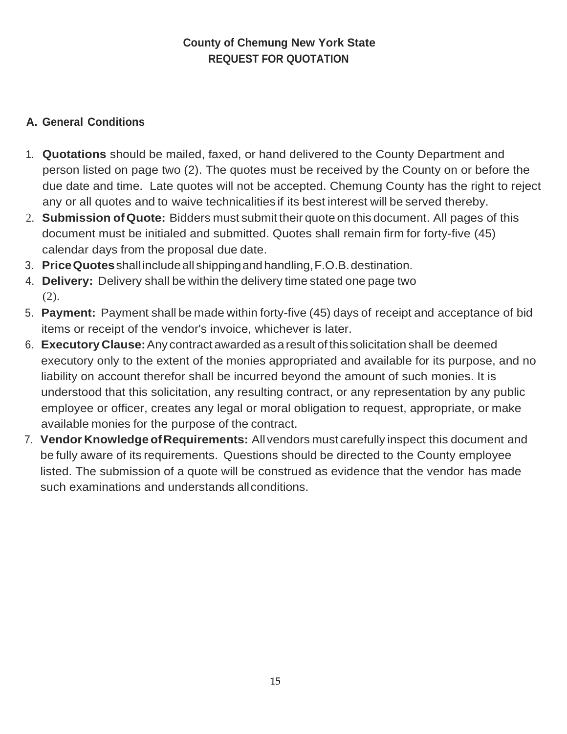# County of Chemung New York State
## REQUEST FOR QUOTATION

### A. General Conditions

1. **Quotations** should be mailed, faxed, or hand delivered to the County Department and person listed on page two (2). The quotes must be received by the County on or before the due date and time. Late quotes will not be accepted. Chemung County has the right to reject any or all quotes and to waive technicalities if its best interest will be served thereby.
2. **Submission of Quote:** Bidders must submit their quote on this document. All pages of this document must be initialed and submitted. Quotes shall remain firm for forty-five (45) calendar days from the proposal due date.
3. **Price Quotes** shall include all shipping and handling, F.O.B. destination.
4. **Delivery:** Delivery shall be within the delivery time stated one page two (2).
5. **Payment:** Payment shall be made within forty-five (45) days of receipt and acceptance of bid items or receipt of the vendor's invoice, whichever is later.
6. **Executory Clause:** Any contract awarded as a result of this solicitation shall be deemed executory only to the extent of the monies appropriated and available for its purpose, and no liability on account therefor shall be incurred beyond the amount of such monies. It is understood that this solicitation, any resulting contract, or any representation by any public employee or officer, creates any legal or moral obligation to request, appropriate, or make available monies for the purpose of the contract.
7. **Vendor Knowledge of Requirements:** All vendors must carefully inspect this document and be fully aware of its requirements. Questions should be directed to the County employee listed. The submission of a quote will be construed as evidence that the vendor has made such examinations and understands all conditions.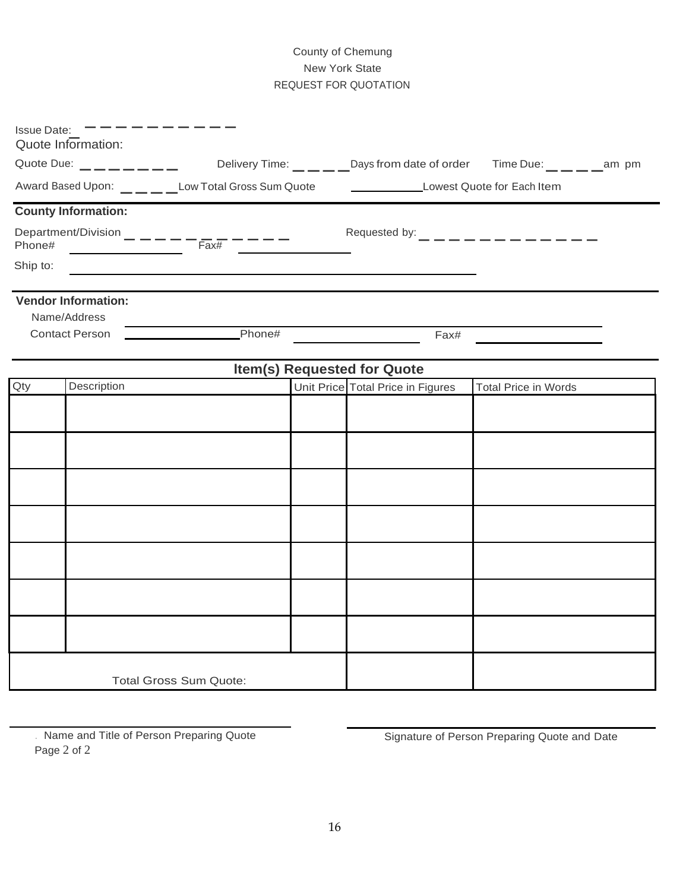County of Chemung
New York State
REQUEST FOR QUOTATION

Issue Date: ____________

Quote Information:

Quote Due: ________ Delivery Time: _____ Days from date of order Time Due: _____ am pm

Award Based Upon: _____ Low Total Gross Sum Quote ___________ Lowest Quote for Each Item

**County Information:**

Department/Division ____________ Requested by: ______________

Phone# ______________ Fax# ______________

Ship to: ________________________________________

**Vendor Information:**

Name/Address ________________________________________

Contact Person ______________ Phone# ______________ Fax# ______________

## Item(s) Requested for Quote

| Qty | Description | Unit Price | Total Price in Figures | Total Price in Words |
|---|---|---|---|---|
| | | | | |
| | | | | |
| | | | | |
| | | | | |
| | | | | |
| | | | | |
| | | | | |
| Total Gross Sum Quote: | | | | |

______________________________ Name and Title of Person Preparing Quote

______________________________ Signature of Person Preparing Quote and Date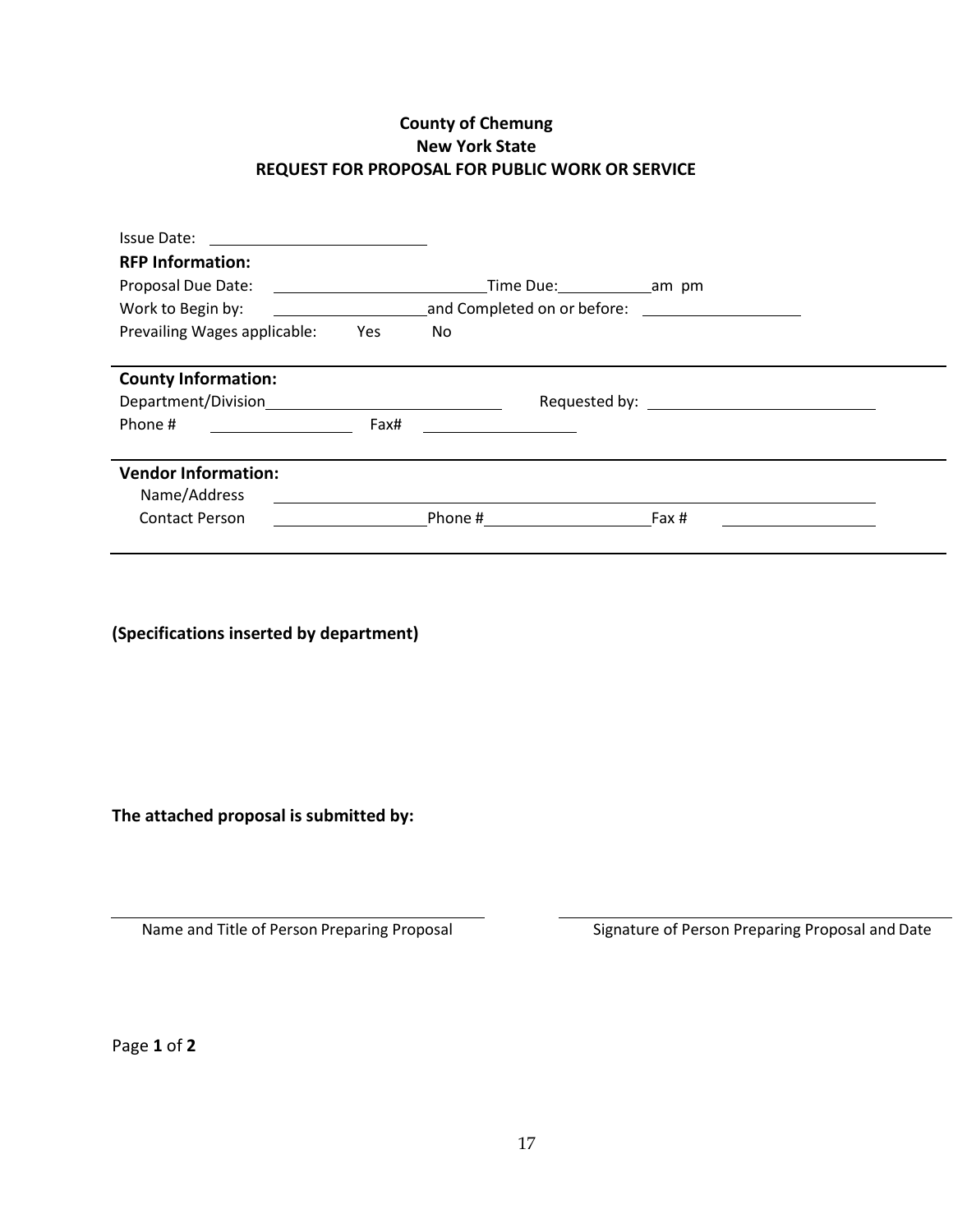**County of Chemung**
**New York State**
**REQUEST FOR PROPOSAL FOR PUBLIC WORK OR SERVICE**

Issue Date: ____________________

**RFP Information:**

Proposal Due Date: ____________________ Time Due: __________ am pm

Work to Begin by: ____________________ and Completed on or before: ____________________

Prevailing Wages applicable: Yes No

---

**County Information:**

Department/Division ____________________ Requested by: ____________________

Phone # ____________ Fax# ____________

---

**Vendor Information:**

Name/Address ________________________________________

Contact Person ____________ Phone # ____________ Fax # ____________

---

**(Specifications inserted by department)**

**The attached proposal is submitted by:**

______________________________ ______________________________

Name and Title of Person Preparing Proposal Signature of Person Preparing Proposal and Date

Page **1** of **2**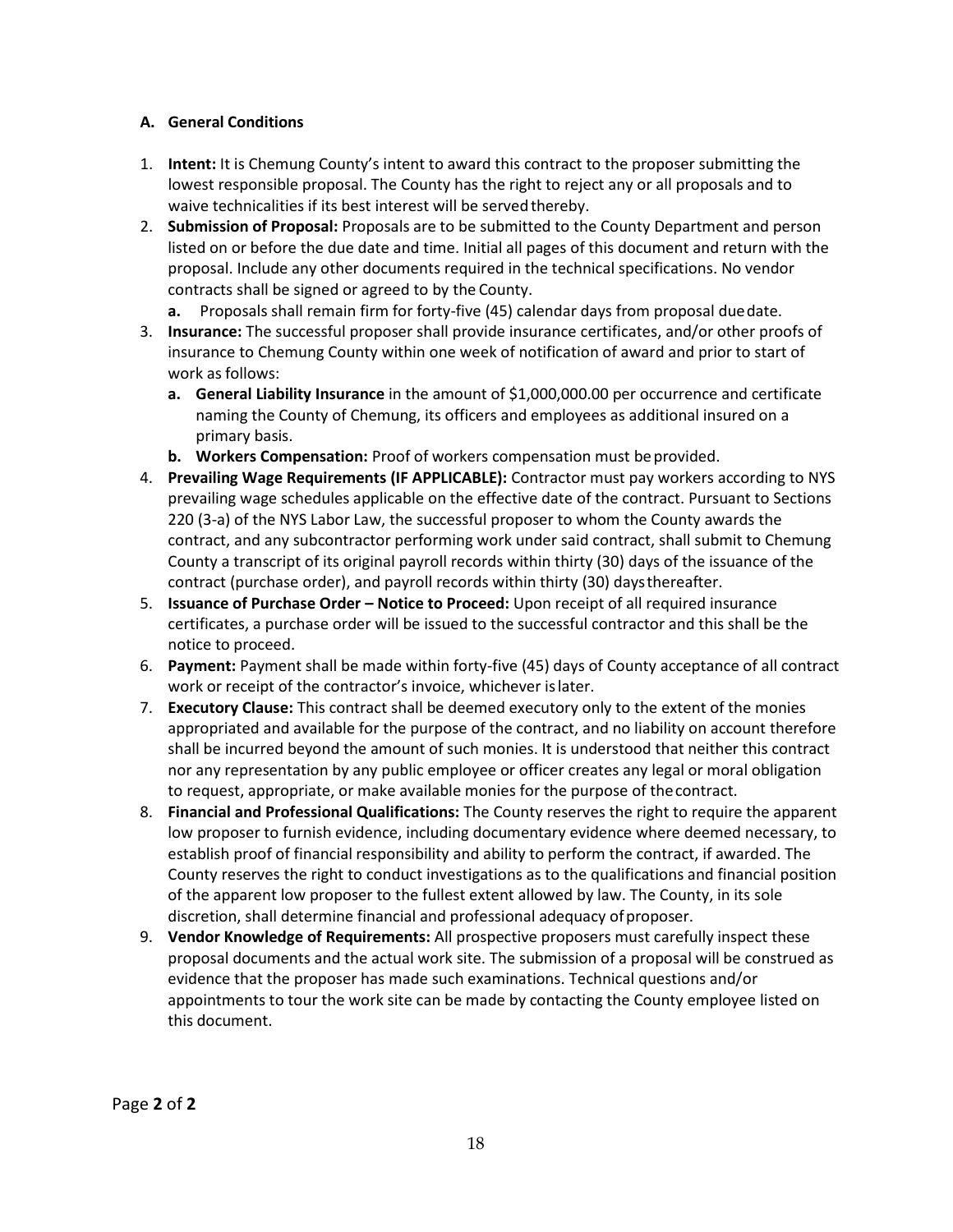### A. General Conditions

1. **Intent:** It is Chemung County's intent to award this contract to the proposer submitting the lowest responsible proposal. The County has the right to reject any or all proposals and to waive technicalities if its best interest will be served thereby.
2. **Submission of Proposal:** Proposals are to be submitted to the County Department and person listed on or before the due date and time. Initial all pages of this document and return with the proposal. Include any other documents required in the technical specifications. No vendor contracts shall be signed or agreed to by the County.
   - **a.** Proposals shall remain firm for forty-five (45) calendar days from proposal due date.
3. **Insurance:** The successful proposer shall provide insurance certificates, and/or other proofs of insurance to Chemung County within one week of notification of award and prior to start of work as follows:
   - **a. General Liability Insurance** in the amount of $1,000,000.00 per occurrence and certificate naming the County of Chemung, its officers and employees as additional insured on a primary basis.
   - **b. Workers Compensation:** Proof of workers compensation must be provided.
4. **Prevailing Wage Requirements (IF APPLICABLE):** Contractor must pay workers according to NYS prevailing wage schedules applicable on the effective date of the contract. Pursuant to Sections 220 (3-a) of the NYS Labor Law, the successful proposer to whom the County awards the contract, and any subcontractor performing work under said contract, shall submit to Chemung County a transcript of its original payroll records within thirty (30) days of the issuance of the contract (purchase order), and payroll records within thirty (30) days thereafter.
5. **Issuance of Purchase Order – Notice to Proceed:** Upon receipt of all required insurance certificates, a purchase order will be issued to the successful contractor and this shall be the notice to proceed.
6. **Payment:** Payment shall be made within forty-five (45) days of County acceptance of all contract work or receipt of the contractor's invoice, whichever is later.
7. **Executory Clause:** This contract shall be deemed executory only to the extent of the monies appropriated and available for the purpose of the contract, and no liability on account therefore shall be incurred beyond the amount of such monies. It is understood that neither this contract nor any representation by any public employee or officer creates any legal or moral obligation to request, appropriate, or make available monies for the purpose of the contract.
8. **Financial and Professional Qualifications:** The County reserves the right to require the apparent low proposer to furnish evidence, including documentary evidence where deemed necessary, to establish proof of financial responsibility and ability to perform the contract, if awarded. The County reserves the right to conduct investigations as to the qualifications and financial position of the apparent low proposer to the fullest extent allowed by law. The County, in its sole discretion, shall determine financial and professional adequacy of proposer.
9. **Vendor Knowledge of Requirements:** All prospective proposers must carefully inspect these proposal documents and the actual work site. The submission of a proposal will be construed as evidence that the proposer has made such examinations. Technical questions and/or appointments to tour the work site can be made by contacting the County employee listed on this document.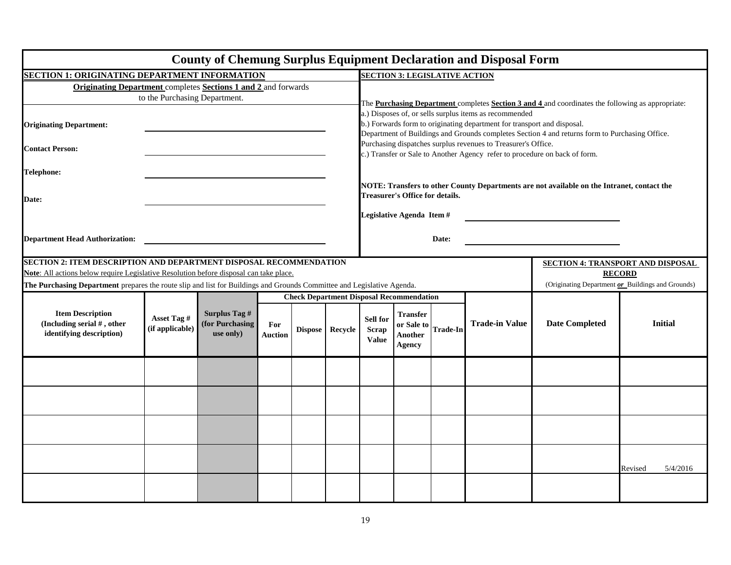# County of Chemung Surplus Equipment Declaration and Disposal Form

## SECTION 1: ORIGINATING DEPARTMENT INFORMATION

**Originating Department** completes **Sections 1 and 2** and forwards to the Purchasing Department.

**Originating Department:** ______________________________

**Contact Person:** ______________________________

**Telephone:** ______________________________

**Date:** ______________________________

**Department Head Authorization:** ______________________________

## SECTION 3: LEGISLATIVE ACTION

The **Purchasing Department** completes **Section 3 and 4** and coordinates the following as appropriate:
a.) Disposes of, or sells surplus items as recommended
b.) Forwards form to originating department for transport and disposal.
Department of Buildings and Grounds completes Section 4 and returns form to Purchasing Office.
Purchasing dispatches surplus revenues to Treasurer's Office.
c.) Transfer or Sale to Another Agency refer to procedure on back of form.

**NOTE: Transfers to other County Departments are not available on the Intranet, contact the Treasurer's Office for details.**

**Legislative Agenda Item #** ______________________________

**Date:** ______________________________

## SECTION 2: ITEM DESCRIPTION AND DEPARTMENT DISPOSAL RECOMMENDATION

**Note**: All actions below require Legislative Resolution before disposal can take place.

**The Purchasing Department** prepares the route slip and list for Buildings and Grounds Committee and Legislative Agenda.

## SECTION 4: TRANSPORT AND DISPOSAL RECORD

(Originating Department ***or*** Buildings and Grounds)

| Item Description (Including serial # , other identifying description) | Asset Tag # (if applicable) | Surplus Tag # (for Purchasing use only) | Check Department Disposal Recommendation | | | | | | Trade-in Value | Date Completed | Initial |
|---|---|---|---|---|---|---|---|---|---|---|---|
| | | | For Auction | Dispose | Recycle | Sell for Scrap Value | Transfer or Sale to Another Agency | Trade-In | | | |
| | | | | | | | | | | | |
| | | | | | | | | | | | |
| | | | | | | | | | | | |
| | | | | | | | | | | | |
| | | | | | | | | | | | |

Revised 5/4/2016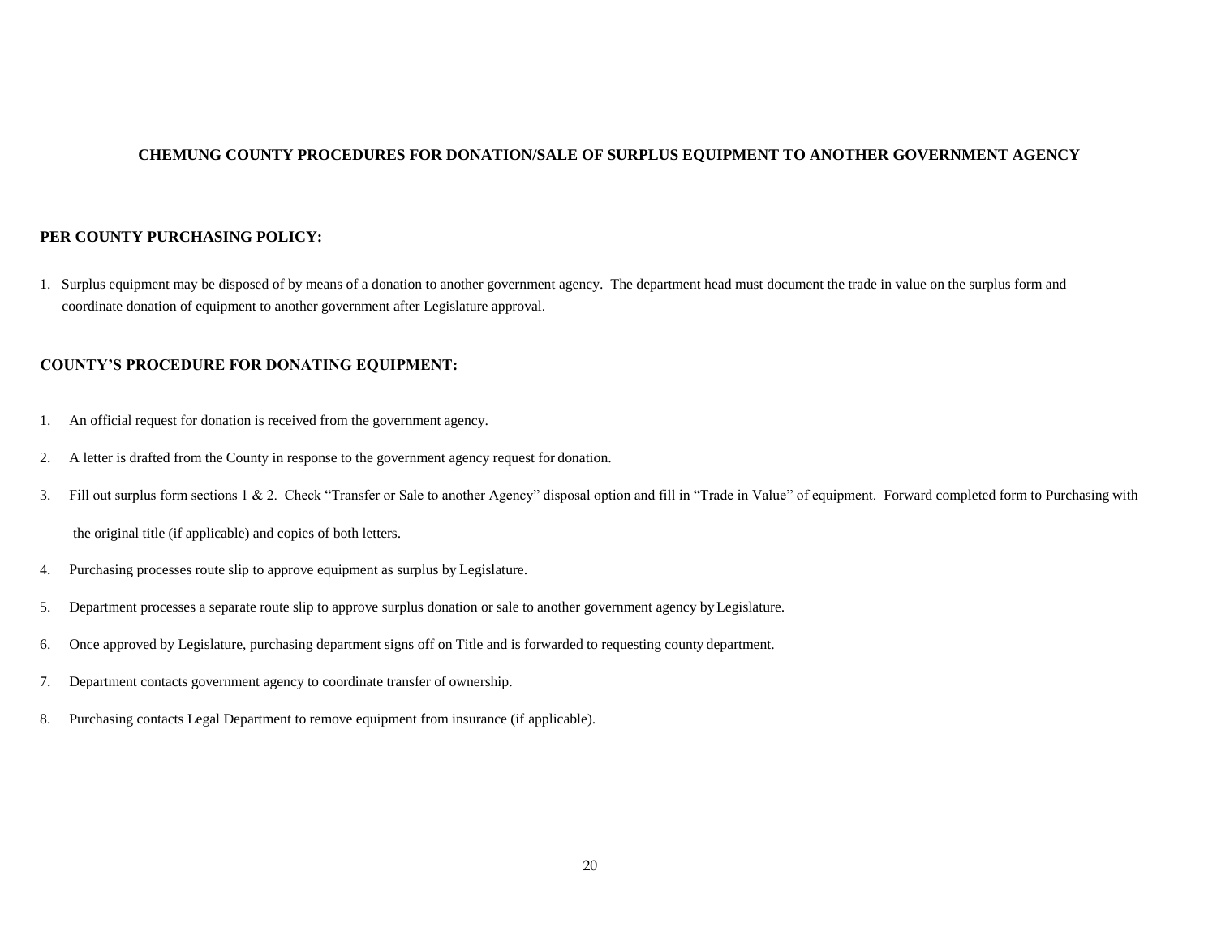# CHEMUNG COUNTY PROCEDURES FOR DONATION/SALE OF SURPLUS EQUIPMENT TO ANOTHER GOVERNMENT AGENCY

## PER COUNTY PURCHASING POLICY:

1. Surplus equipment may be disposed of by means of a donation to another government agency. The department head must document the trade in value on the surplus form and coordinate donation of equipment to another government after Legislature approval.

## COUNTY'S PROCEDURE FOR DONATING EQUIPMENT:

1. An official request for donation is received from the government agency.
2. A letter is drafted from the County in response to the government agency request for donation.
3. Fill out surplus form sections 1 & 2. Check "Transfer or Sale to another Agency" disposal option and fill in "Trade in Value" of equipment. Forward completed form to Purchasing with the original title (if applicable) and copies of both letters.
4. Purchasing processes route slip to approve equipment as surplus by Legislature.
5. Department processes a separate route slip to approve surplus donation or sale to another government agency by Legislature.
6. Once approved by Legislature, purchasing department signs off on Title and is forwarded to requesting county department.
7. Department contacts government agency to coordinate transfer of ownership.
8. Purchasing contacts Legal Department to remove equipment from insurance (if applicable).